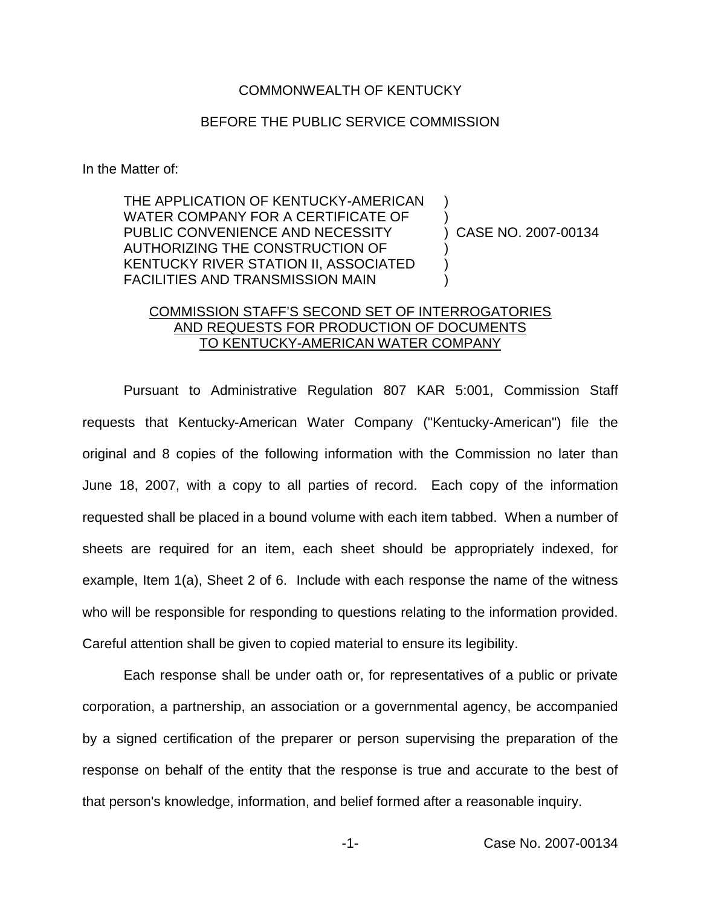COMMONWEALTH OF KENTUCKY

BEFORE THE PUBLIC SERVICE COMMISSION

In the Matter of:

THE APPLICATION OF KENTUCKY-AMERICAN WATER COMPANY FOR A CERTIFICATE OF PUBLIC CONVENIENCE AND NECESSITY AUTHORIZING THE CONSTRUCTION OF KENTUCKY RIVER STATION II, ASSOCIATED FACILITIES AND TRANSMISSION MAIN ) CASE NO. 2007-00134

COMMISSION STAFF'S SECOND SET OF INTERROGATORIES AND REQUESTS FOR PRODUCTION OF DOCUMENTS TO KENTUCKY-AMERICAN WATER COMPANY

Pursuant to Administrative Regulation 807 KAR 5:001, Commission Staff requests that Kentucky-American Water Company ("Kentucky-American") file the original and 8 copies of the following information with the Commission no later than June 18, 2007, with a copy to all parties of record. Each copy of the information requested shall be placed in a bound volume with each item tabbed. When a number of sheets are required for an item, each sheet should be appropriately indexed, for example, Item 1(a), Sheet 2 of 6. Include with each response the name of the witness who will be responsible for responding to questions relating to the information provided. Careful attention shall be given to copied material to ensure its legibility.

Each response shall be under oath or, for representatives of a public or private corporation, a partnership, an association or a governmental agency, be accompanied by a signed certification of the preparer or person supervising the preparation of the response on behalf of the entity that the response is true and accurate to the best of that person's knowledge, information, and belief formed after a reasonable inquiry.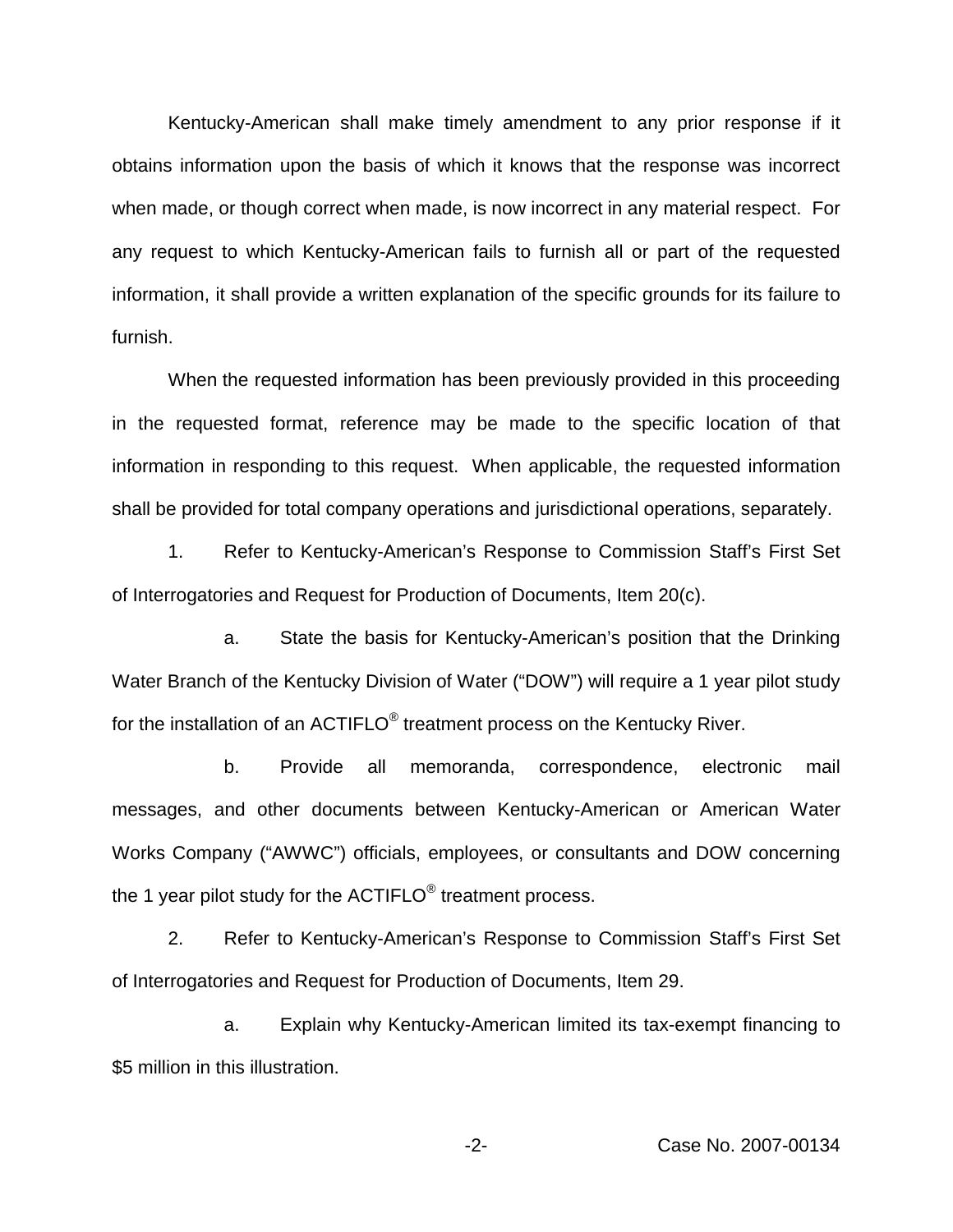Kentucky-American shall make timely amendment to any prior response if it obtains information upon the basis of which it knows that the response was incorrect when made, or though correct when made, is now incorrect in any material respect. For any request to which Kentucky-American fails to furnish all or part of the requested information, it shall provide a written explanation of the specific grounds for its failure to furnish.

When the requested information has been previously provided in this proceeding in the requested format, reference may be made to the specific location of that information in responding to this request. When applicable, the requested information shall be provided for total company operations and jurisdictional operations, separately.

1. Refer to Kentucky-American's Response to Commission Staff's First Set of Interrogatories and Request for Production of Documents, Item 20(c).

   a. State the basis for Kentucky-American's position that the Drinking Water Branch of the Kentucky Division of Water ("DOW") will require a 1 year pilot study for the installation of an ACTIFLO® treatment process on the Kentucky River.

   b. Provide all memoranda, correspondence, electronic mail messages, and other documents between Kentucky-American or American Water Works Company ("AWWC") officials, employees, or consultants and DOW concerning the 1 year pilot study for the ACTIFLO® treatment process.

2. Refer to Kentucky-American's Response to Commission Staff's First Set of Interrogatories and Request for Production of Documents, Item 29.

   a. Explain why Kentucky-American limited its tax-exempt financing to $5 million in this illustration.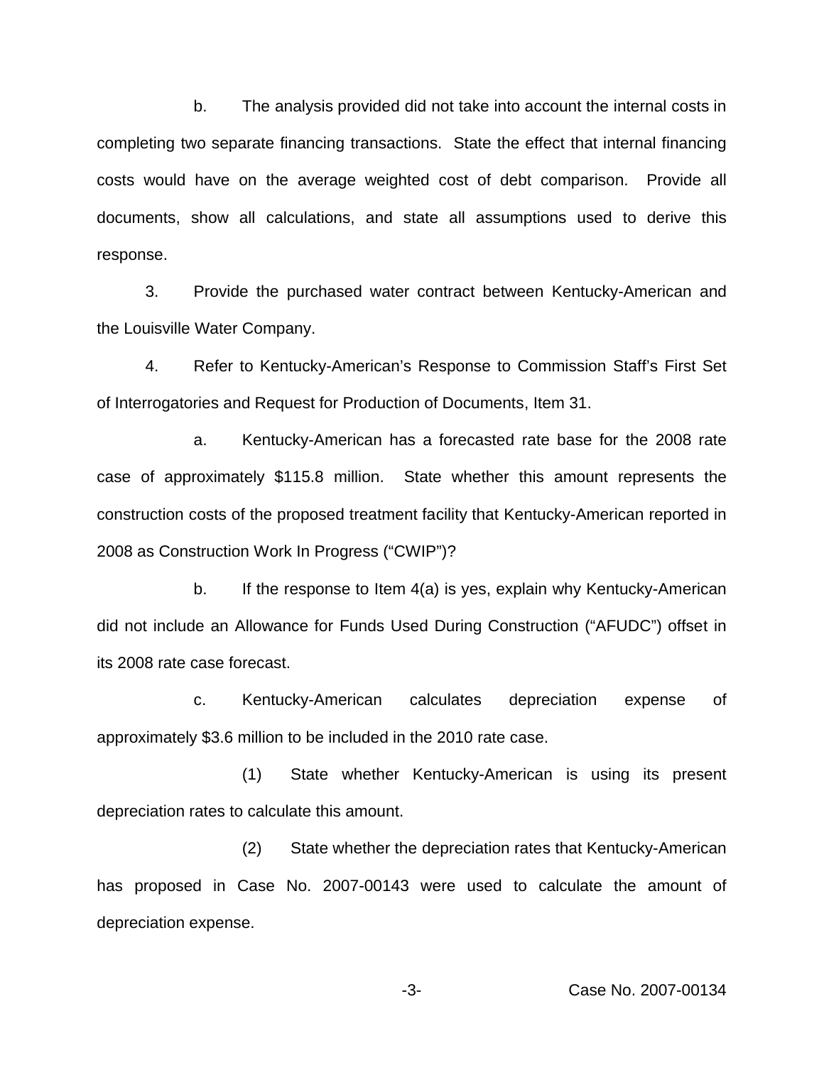b. The analysis provided did not take into account the internal costs in completing two separate financing transactions. State the effect that internal financing costs would have on the average weighted cost of debt comparison. Provide all documents, show all calculations, and state all assumptions used to derive this response.

3. Provide the purchased water contract between Kentucky-American and the Louisville Water Company.

4. Refer to Kentucky-American's Response to Commission Staff's First Set of Interrogatories and Request for Production of Documents, Item 31.

a. Kentucky-American has a forecasted rate base for the 2008 rate case of approximately $115.8 million. State whether this amount represents the construction costs of the proposed treatment facility that Kentucky-American reported in 2008 as Construction Work In Progress ("CWIP")?

b. If the response to Item 4(a) is yes, explain why Kentucky-American did not include an Allowance for Funds Used During Construction ("AFUDC") offset in its 2008 rate case forecast.

c. Kentucky-American calculates depreciation expense of approximately $3.6 million to be included in the 2010 rate case.

(1) State whether Kentucky-American is using its present depreciation rates to calculate this amount.

(2) State whether the depreciation rates that Kentucky-American has proposed in Case No. 2007-00143 were used to calculate the amount of depreciation expense.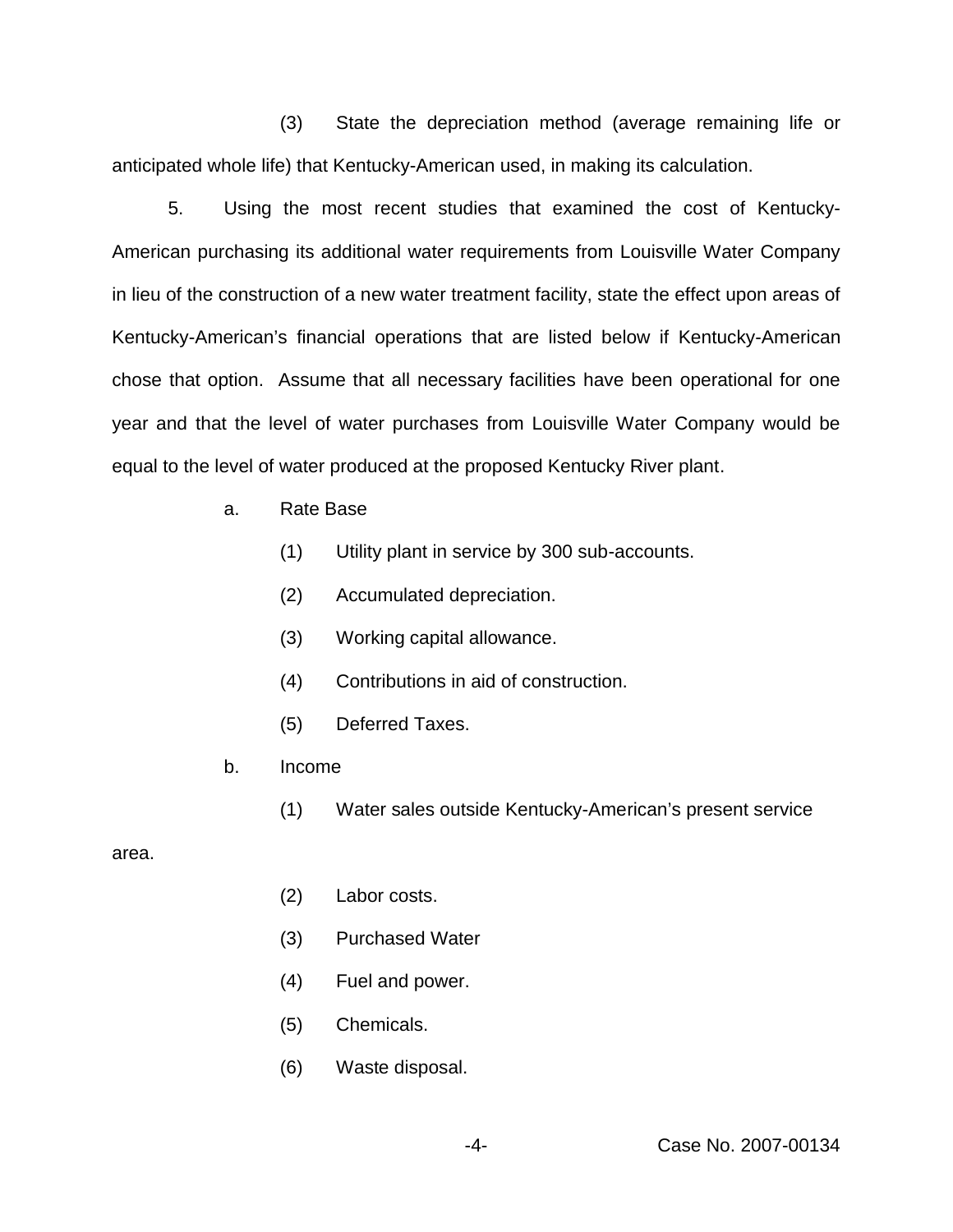(3) State the depreciation method (average remaining life or anticipated whole life) that Kentucky-American used, in making its calculation.

5. Using the most recent studies that examined the cost of Kentucky-American purchasing its additional water requirements from Louisville Water Company in lieu of the construction of a new water treatment facility, state the effect upon areas of Kentucky-American's financial operations that are listed below if Kentucky-American chose that option. Assume that all necessary facilities have been operational for one year and that the level of water purchases from Louisville Water Company would be equal to the level of water produced at the proposed Kentucky River plant.

a. Rate Base

(1) Utility plant in service by 300 sub-accounts.

(2) Accumulated depreciation.

(3) Working capital allowance.

(4) Contributions in aid of construction.

(5) Deferred Taxes.

b. Income

(1) Water sales outside Kentucky-American's present service area.

(2) Labor costs.

(3) Purchased Water

(4) Fuel and power.

(5) Chemicals.

(6) Waste disposal.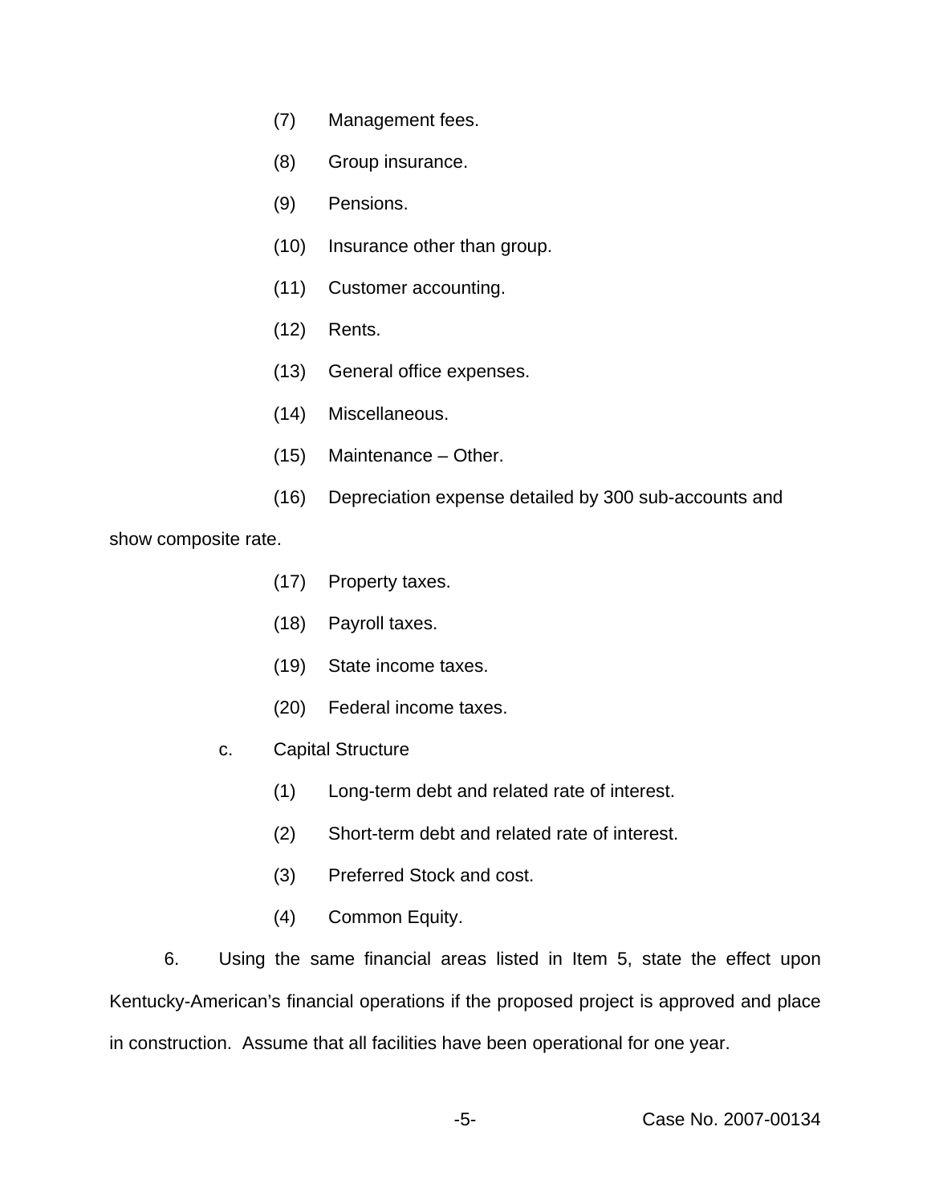(7) Management fees.

(8) Group insurance.

(9) Pensions.

(10) Insurance other than group.

(11) Customer accounting.

(12) Rents.

(13) General office expenses.

(14) Miscellaneous.

(15) Maintenance – Other.

(16) Depreciation expense detailed by 300 sub-accounts and show composite rate.

(17) Property taxes.

(18) Payroll taxes.

(19) State income taxes.

(20) Federal income taxes.

c. Capital Structure

(1) Long-term debt and related rate of interest.

(2) Short-term debt and related rate of interest.

(3) Preferred Stock and cost.

(4) Common Equity.

6. Using the same financial areas listed in Item 5, state the effect upon Kentucky-American's financial operations if the proposed project is approved and place in construction. Assume that all facilities have been operational for one year.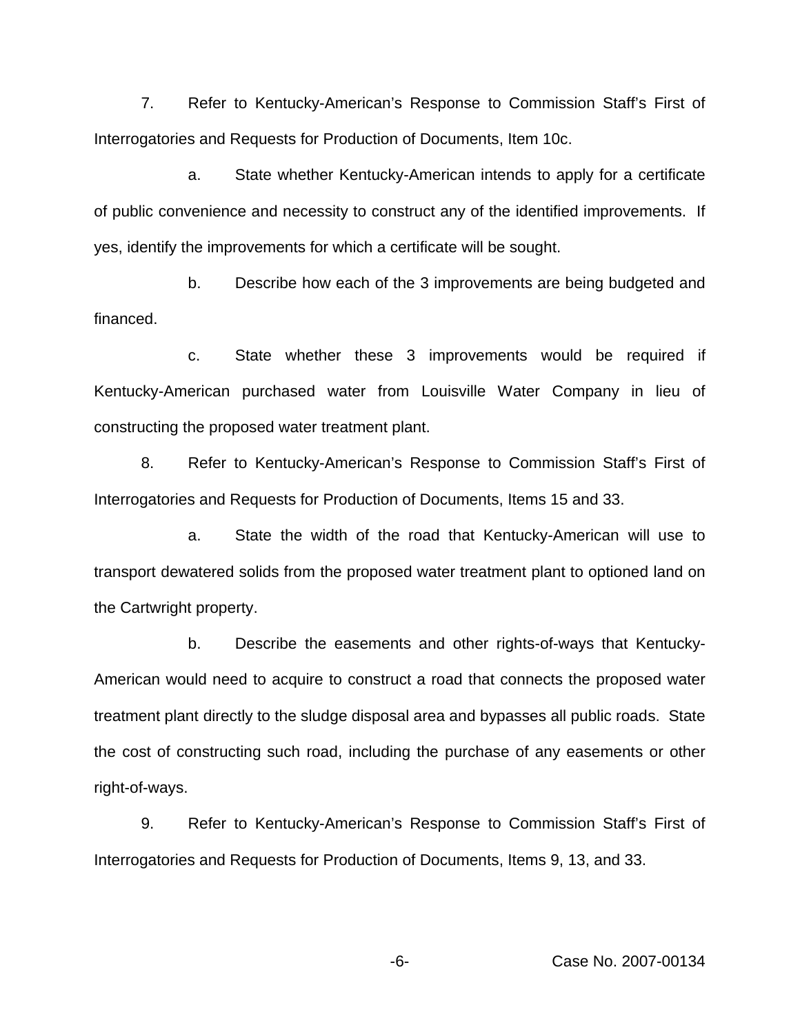7. Refer to Kentucky-American's Response to Commission Staff's First of Interrogatories and Requests for Production of Documents, Item 10c.

a. State whether Kentucky-American intends to apply for a certificate of public convenience and necessity to construct any of the identified improvements. If yes, identify the improvements for which a certificate will be sought.

b. Describe how each of the 3 improvements are being budgeted and financed.

c. State whether these 3 improvements would be required if Kentucky-American purchased water from Louisville Water Company in lieu of constructing the proposed water treatment plant.

8. Refer to Kentucky-American's Response to Commission Staff's First of Interrogatories and Requests for Production of Documents, Items 15 and 33.

a. State the width of the road that Kentucky-American will use to transport dewatered solids from the proposed water treatment plant to optioned land on the Cartwright property.

b. Describe the easements and other rights-of-ways that Kentucky-American would need to acquire to construct a road that connects the proposed water treatment plant directly to the sludge disposal area and bypasses all public roads. State the cost of constructing such road, including the purchase of any easements or other right-of-ways.

9. Refer to Kentucky-American's Response to Commission Staff's First of Interrogatories and Requests for Production of Documents, Items 9, 13, and 33.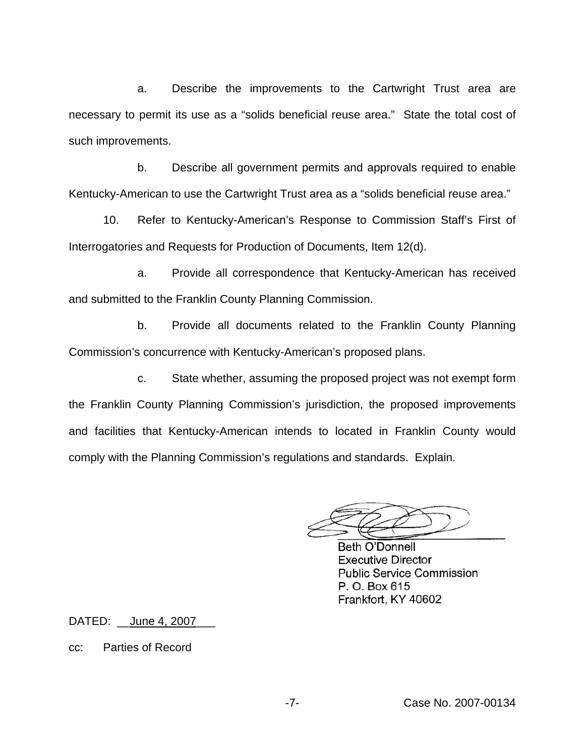a. Describe the improvements to the Cartwright Trust area are necessary to permit its use as a "solids beneficial reuse area." State the total cost of such improvements.

b. Describe all government permits and approvals required to enable Kentucky-American to use the Cartwright Trust area as a "solids beneficial reuse area."

10. Refer to Kentucky-American's Response to Commission Staff's First of Interrogatories and Requests for Production of Documents, Item 12(d).

a. Provide all correspondence that Kentucky-American has received and submitted to the Franklin County Planning Commission.

b. Provide all documents related to the Franklin County Planning Commission's concurrence with Kentucky-American's proposed plans.

c. State whether, assuming the proposed project was not exempt form the Franklin County Planning Commission's jurisdiction, the proposed improvements and facilities that Kentucky-American intends to located in Franklin County would comply with the Planning Commission's regulations and standards. Explain.

Beth O'Donnell
Executive Director
Public Service Commission
P. O. Box 615
Frankfort, KY 40602

DATED: June 4, 2007

cc: Parties of Record

Case No. 2007-00134